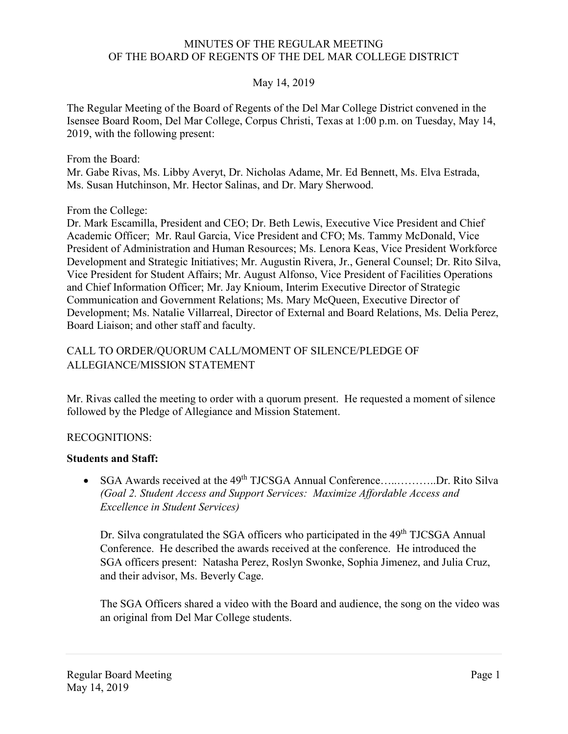MINUTES OF THE REGULAR MEETING
OF THE BOARD OF REGENTS OF THE DEL MAR COLLEGE DISTRICT

May 14, 2019

The Regular Meeting of the Board of Regents of the Del Mar College District convened in the Isensee Board Room, Del Mar College, Corpus Christi, Texas at 1:00 p.m. on Tuesday, May 14, 2019, with the following present:

From the Board:
Mr. Gabe Rivas, Ms. Libby Averyt, Dr. Nicholas Adame, Mr. Ed Bennett, Ms. Elva Estrada, Ms. Susan Hutchinson, Mr. Hector Salinas, and Dr. Mary Sherwood.

From the College:
Dr. Mark Escamilla, President and CEO; Dr. Beth Lewis, Executive Vice President and Chief Academic Officer; Mr. Raul Garcia, Vice President and CFO; Ms. Tammy McDonald, Vice President of Administration and Human Resources; Ms. Lenora Keas, Vice President Workforce Development and Strategic Initiatives; Mr. Augustin Rivera, Jr., General Counsel; Dr. Rito Silva, Vice President for Student Affairs; Mr. August Alfonso, Vice President of Facilities Operations and Chief Information Officer; Mr. Jay Knioum, Interim Executive Director of Strategic Communication and Government Relations; Ms. Mary McQueen, Executive Director of Development; Ms. Natalie Villarreal, Director of External and Board Relations, Ms. Delia Perez, Board Liaison; and other staff and faculty.

CALL TO ORDER/QUORUM CALL/MOMENT OF SILENCE/PLEDGE OF ALLEGIANCE/MISSION STATEMENT

Mr. Rivas called the meeting to order with a quorum present. He requested a moment of silence followed by the Pledge of Allegiance and Mission Statement.

RECOGNITIONS:

**Students and Staff:**

- SGA Awards received at the 49th TJCSGA Annual Conference…..………..Dr. Rito Silva
  *(Goal 2. Student Access and Support Services: Maximize Affordable Access and Excellence in Student Services)*

  Dr. Silva congratulated the SGA officers who participated in the 49th TJCSGA Annual Conference. He described the awards received at the conference. He introduced the SGA officers present: Natasha Perez, Roslyn Swonke, Sophia Jimenez, and Julia Cruz, and their advisor, Ms. Beverly Cage.

  The SGA Officers shared a video with the Board and audience, the song on the video was an original from Del Mar College students.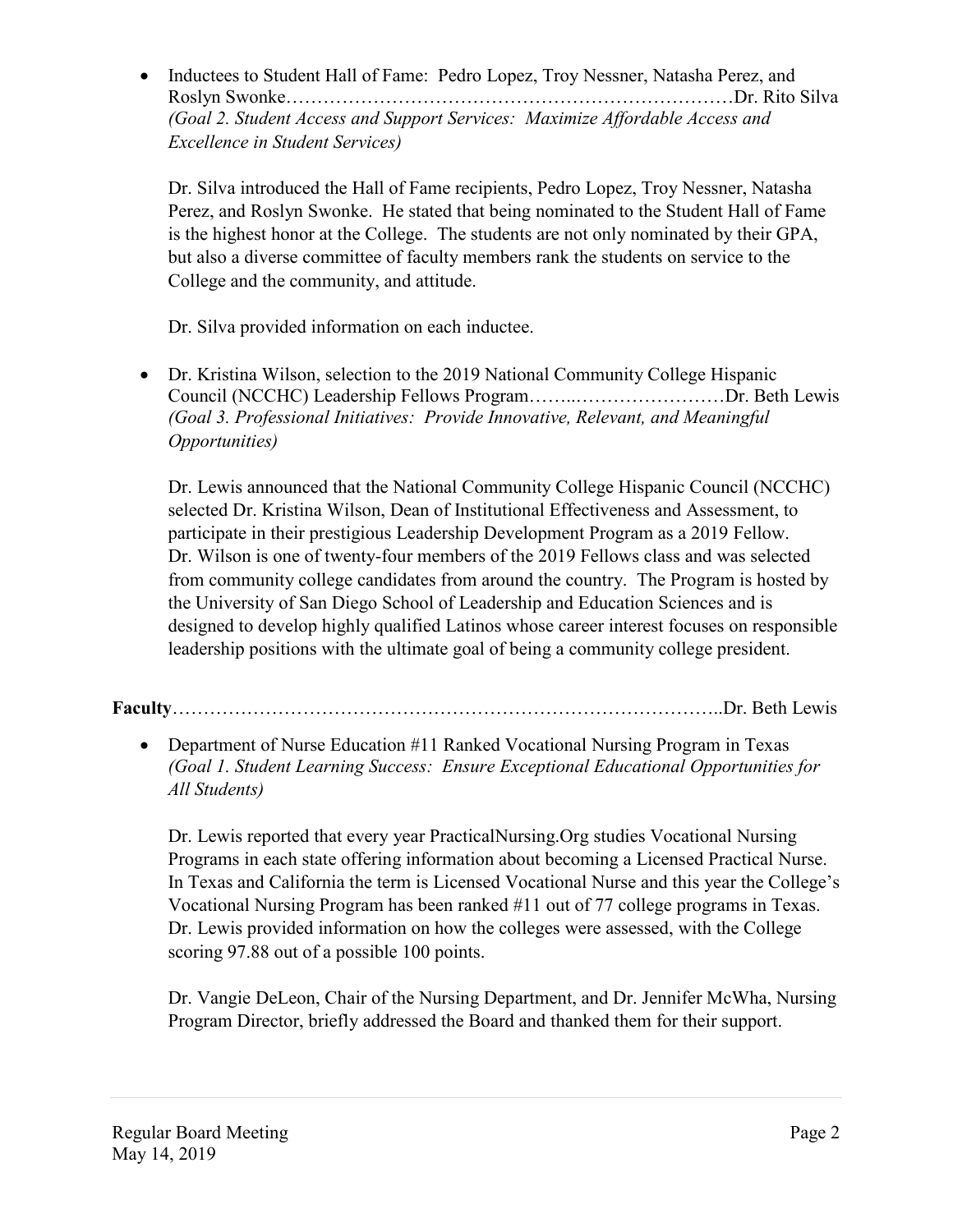- Inductees to Student Hall of Fame: Pedro Lopez, Troy Nessner, Natasha Perez, and Roslyn Swonke……………………………………………………………Dr. Rito Silva
  *(Goal 2. Student Access and Support Services: Maximize Affordable Access and Excellence in Student Services)*

  Dr. Silva introduced the Hall of Fame recipients, Pedro Lopez, Troy Nessner, Natasha Perez, and Roslyn Swonke. He stated that being nominated to the Student Hall of Fame is the highest honor at the College. The students are not only nominated by their GPA, but also a diverse committee of faculty members rank the students on service to the College and the community, and attitude.

  Dr. Silva provided information on each inductee.

- Dr. Kristina Wilson, selection to the 2019 National Community College Hispanic Council (NCCHC) Leadership Fellows Program……..……………………Dr. Beth Lewis
  *(Goal 3. Professional Initiatives: Provide Innovative, Relevant, and Meaningful Opportunities)*

  Dr. Lewis announced that the National Community College Hispanic Council (NCCHC) selected Dr. Kristina Wilson, Dean of Institutional Effectiveness and Assessment, to participate in their prestigious Leadership Development Program as a 2019 Fellow. Dr. Wilson is one of twenty-four members of the 2019 Fellows class and was selected from community college candidates from around the country. The Program is hosted by the University of San Diego School of Leadership and Education Sciences and is designed to develop highly qualified Latinos whose career interest focuses on responsible leadership positions with the ultimate goal of being a community college president.

**Faculty**……………………………………………………………………………..Dr. Beth Lewis

- Department of Nurse Education #11 Ranked Vocational Nursing Program in Texas
  *(Goal 1. Student Learning Success: Ensure Exceptional Educational Opportunities for All Students)*

  Dr. Lewis reported that every year PracticalNursing.Org studies Vocational Nursing Programs in each state offering information about becoming a Licensed Practical Nurse. In Texas and California the term is Licensed Vocational Nurse and this year the College's Vocational Nursing Program has been ranked #11 out of 77 college programs in Texas. Dr. Lewis provided information on how the colleges were assessed, with the College scoring 97.88 out of a possible 100 points.

  Dr. Vangie DeLeon, Chair of the Nursing Department, and Dr. Jennifer McWha, Nursing Program Director, briefly addressed the Board and thanked them for their support.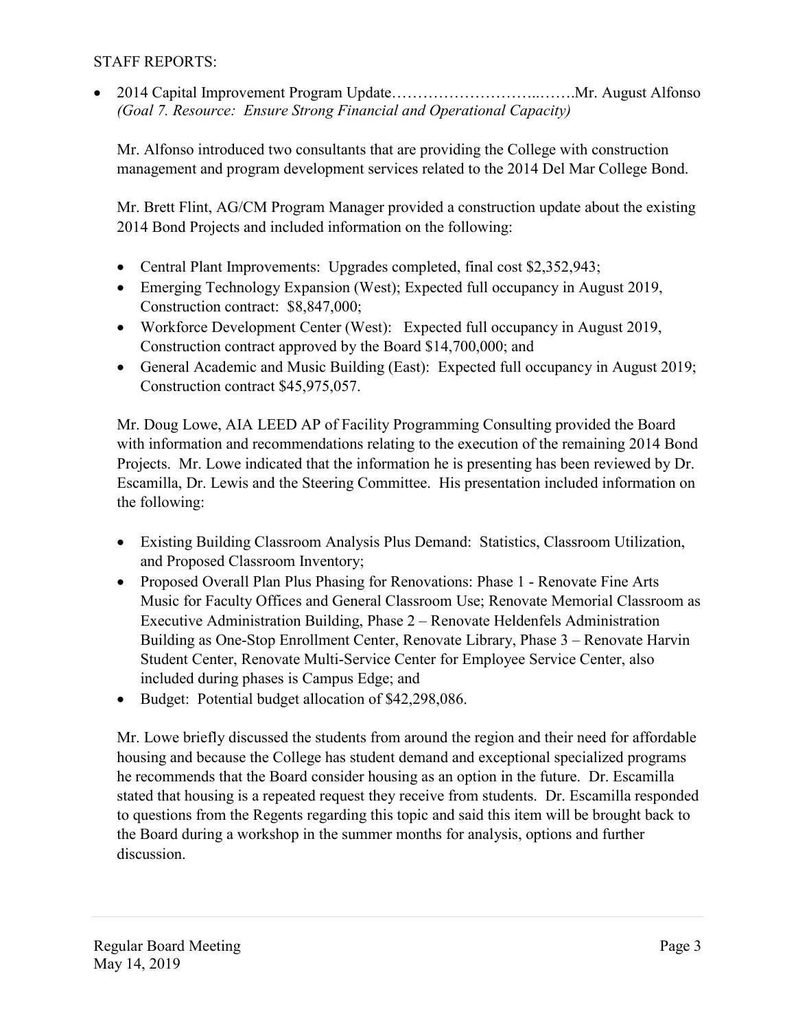STAFF REPORTS:

- 2014 Capital Improvement Program Update……………………….…….Mr. August Alfonso
  *(Goal 7. Resource: Ensure Strong Financial and Operational Capacity)*

  Mr. Alfonso introduced two consultants that are providing the College with construction management and program development services related to the 2014 Del Mar College Bond.

  Mr. Brett Flint, AG/CM Program Manager provided a construction update about the existing 2014 Bond Projects and included information on the following:

  - Central Plant Improvements: Upgrades completed, final cost $2,352,943;
  - Emerging Technology Expansion (West); Expected full occupancy in August 2019, Construction contract: $8,847,000;
  - Workforce Development Center (West): Expected full occupancy in August 2019, Construction contract approved by the Board $14,700,000; and
  - General Academic and Music Building (East): Expected full occupancy in August 2019; Construction contract $45,975,057.

  Mr. Doug Lowe, AIA LEED AP of Facility Programming Consulting provided the Board with information and recommendations relating to the execution of the remaining 2014 Bond Projects. Mr. Lowe indicated that the information he is presenting has been reviewed by Dr. Escamilla, Dr. Lewis and the Steering Committee. His presentation included information on the following:

  - Existing Building Classroom Analysis Plus Demand: Statistics, Classroom Utilization, and Proposed Classroom Inventory;
  - Proposed Overall Plan Plus Phasing for Renovations: Phase 1 - Renovate Fine Arts Music for Faculty Offices and General Classroom Use; Renovate Memorial Classroom as Executive Administration Building, Phase 2 – Renovate Heldenfels Administration Building as One-Stop Enrollment Center, Renovate Library, Phase 3 – Renovate Harvin Student Center, Renovate Multi-Service Center for Employee Service Center, also included during phases is Campus Edge; and
  - Budget: Potential budget allocation of $42,298,086.

  Mr. Lowe briefly discussed the students from around the region and their need for affordable housing and because the College has student demand and exceptional specialized programs he recommends that the Board consider housing as an option in the future. Dr. Escamilla stated that housing is a repeated request they receive from students. Dr. Escamilla responded to questions from the Regents regarding this topic and said this item will be brought back to the Board during a workshop in the summer months for analysis, options and further discussion.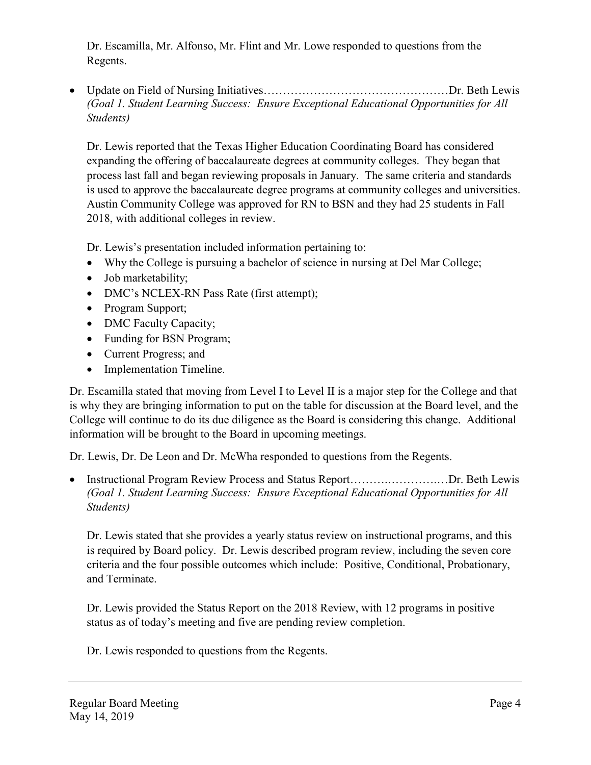Dr. Escamilla, Mr. Alfonso, Mr. Flint and Mr. Lowe responded to questions from the Regents.

- Update on Field of Nursing Initiatives…………………………………………Dr. Beth Lewis
  *(Goal 1. Student Learning Success: Ensure Exceptional Educational Opportunities for All Students)*

  Dr. Lewis reported that the Texas Higher Education Coordinating Board has considered expanding the offering of baccalaureate degrees at community colleges. They began that process last fall and began reviewing proposals in January. The same criteria and standards is used to approve the baccalaureate degree programs at community colleges and universities. Austin Community College was approved for RN to BSN and they had 25 students in Fall 2018, with additional colleges in review.

  Dr. Lewis's presentation included information pertaining to:

  - Why the College is pursuing a bachelor of science in nursing at Del Mar College;
  - Job marketability;
  - DMC's NCLEX-RN Pass Rate (first attempt);
  - Program Support;
  - DMC Faculty Capacity;
  - Funding for BSN Program;
  - Current Progress; and
  - Implementation Timeline.

Dr. Escamilla stated that moving from Level I to Level II is a major step for the College and that is why they are bringing information to put on the table for discussion at the Board level, and the College will continue to do its due diligence as the Board is considering this change. Additional information will be brought to the Board in upcoming meetings.

Dr. Lewis, Dr. De Leon and Dr. McWha responded to questions from the Regents.

- Instructional Program Review Process and Status Report……….…………..…Dr. Beth Lewis
  *(Goal 1. Student Learning Success: Ensure Exceptional Educational Opportunities for All Students)*

  Dr. Lewis stated that she provides a yearly status review on instructional programs, and this is required by Board policy. Dr. Lewis described program review, including the seven core criteria and the four possible outcomes which include: Positive, Conditional, Probationary, and Terminate.

  Dr. Lewis provided the Status Report on the 2018 Review, with 12 programs in positive status as of today's meeting and five are pending review completion.

  Dr. Lewis responded to questions from the Regents.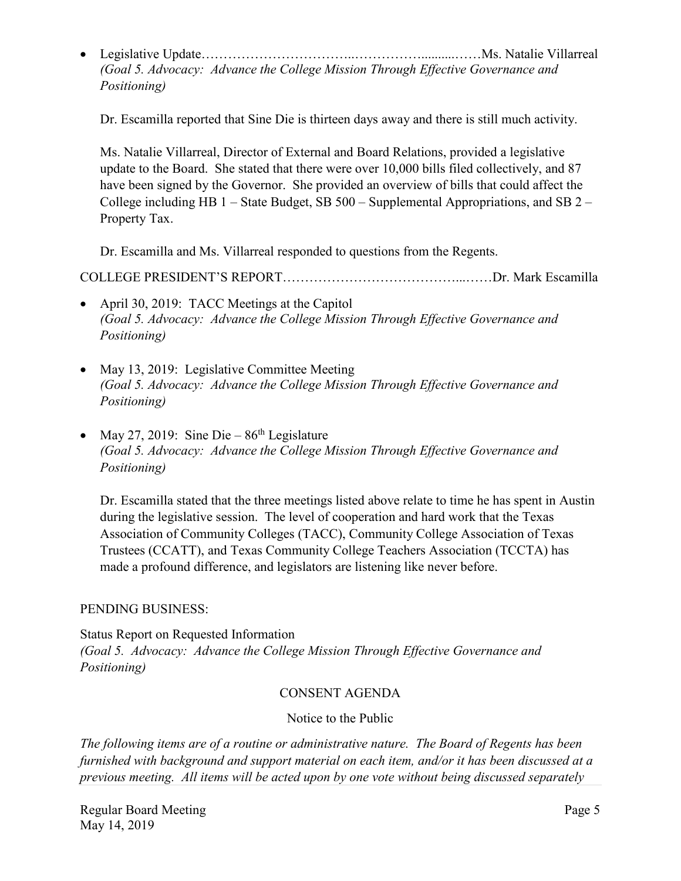- Legislative Update……………………………..…………….........……Ms. Natalie Villarreal
  *(Goal 5. Advocacy: Advance the College Mission Through Effective Governance and Positioning)*

  Dr. Escamilla reported that Sine Die is thirteen days away and there is still much activity.

  Ms. Natalie Villarreal, Director of External and Board Relations, provided a legislative update to the Board. She stated that there were over 10,000 bills filed collectively, and 87 have been signed by the Governor. She provided an overview of bills that could affect the College including HB 1 – State Budget, SB 500 – Supplemental Appropriations, and SB 2 – Property Tax.

  Dr. Escamilla and Ms. Villarreal responded to questions from the Regents.

COLLEGE PRESIDENT'S REPORT…………………………………...……Dr. Mark Escamilla

- April 30, 2019: TACC Meetings at the Capitol
  *(Goal 5. Advocacy: Advance the College Mission Through Effective Governance and Positioning)*

- May 13, 2019: Legislative Committee Meeting
  *(Goal 5. Advocacy: Advance the College Mission Through Effective Governance and Positioning)*

- May 27, 2019: Sine Die – 86th Legislature
  *(Goal 5. Advocacy: Advance the College Mission Through Effective Governance and Positioning)*

  Dr. Escamilla stated that the three meetings listed above relate to time he has spent in Austin during the legislative session. The level of cooperation and hard work that the Texas Association of Community Colleges (TACC), Community College Association of Texas Trustees (CCATT), and Texas Community College Teachers Association (TCCTA) has made a profound difference, and legislators are listening like never before.

PENDING BUSINESS:

Status Report on Requested Information
*(Goal 5. Advocacy: Advance the College Mission Through Effective Governance and Positioning)*

CONSENT AGENDA

Notice to the Public

*The following items are of a routine or administrative nature. The Board of Regents has been furnished with background and support material on each item, and/or it has been discussed at a previous meeting. All items will be acted upon by one vote without being discussed separately*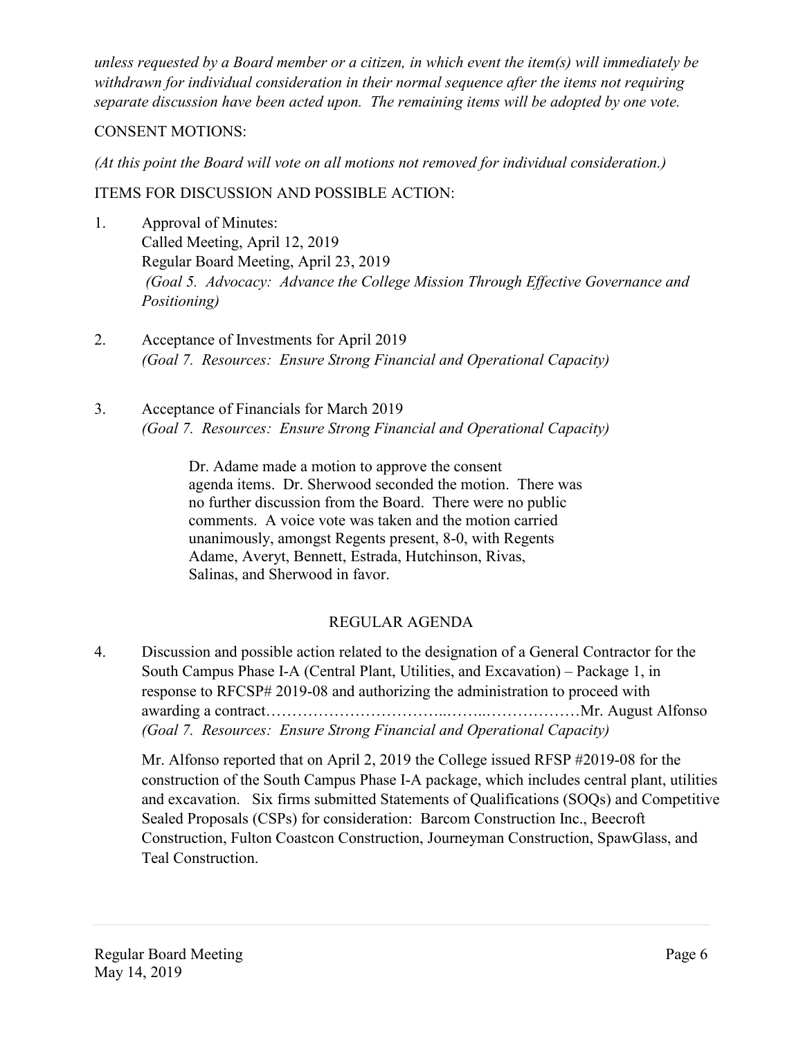*unless requested by a Board member or a citizen, in which event the item(s) will immediately be withdrawn for individual consideration in their normal sequence after the items not requiring separate discussion have been acted upon. The remaining items will be adopted by one vote.*

CONSENT MOTIONS:

*(At this point the Board will vote on all motions not removed for individual consideration.)*

ITEMS FOR DISCUSSION AND POSSIBLE ACTION:

1. Approval of Minutes:
   Called Meeting, April 12, 2019
   Regular Board Meeting, April 23, 2019
   *(Goal 5. Advocacy: Advance the College Mission Through Effective Governance and Positioning)*

2. Acceptance of Investments for April 2019
   *(Goal 7. Resources: Ensure Strong Financial and Operational Capacity)*

3. Acceptance of Financials for March 2019
   *(Goal 7. Resources: Ensure Strong Financial and Operational Capacity)*

   Dr. Adame made a motion to approve the consent agenda items. Dr. Sherwood seconded the motion. There was no further discussion from the Board. There were no public comments. A voice vote was taken and the motion carried unanimously, amongst Regents present, 8-0, with Regents Adame, Averyt, Bennett, Estrada, Hutchinson, Rivas, Salinas, and Sherwood in favor.

## REGULAR AGENDA

4. Discussion and possible action related to the designation of a General Contractor for the South Campus Phase I-A (Central Plant, Utilities, and Excavation) – Package 1, in response to RFCSP# 2019-08 and authorizing the administration to proceed with awarding a contract……………………………..……..………………Mr. August Alfonso
   *(Goal 7. Resources: Ensure Strong Financial and Operational Capacity)*

   Mr. Alfonso reported that on April 2, 2019 the College issued RFSP #2019-08 for the construction of the South Campus Phase I-A package, which includes central plant, utilities and excavation. Six firms submitted Statements of Qualifications (SOQs) and Competitive Sealed Proposals (CSPs) for consideration: Barcom Construction Inc., Beecroft Construction, Fulton Coastcon Construction, Journeyman Construction, SpawGlass, and Teal Construction.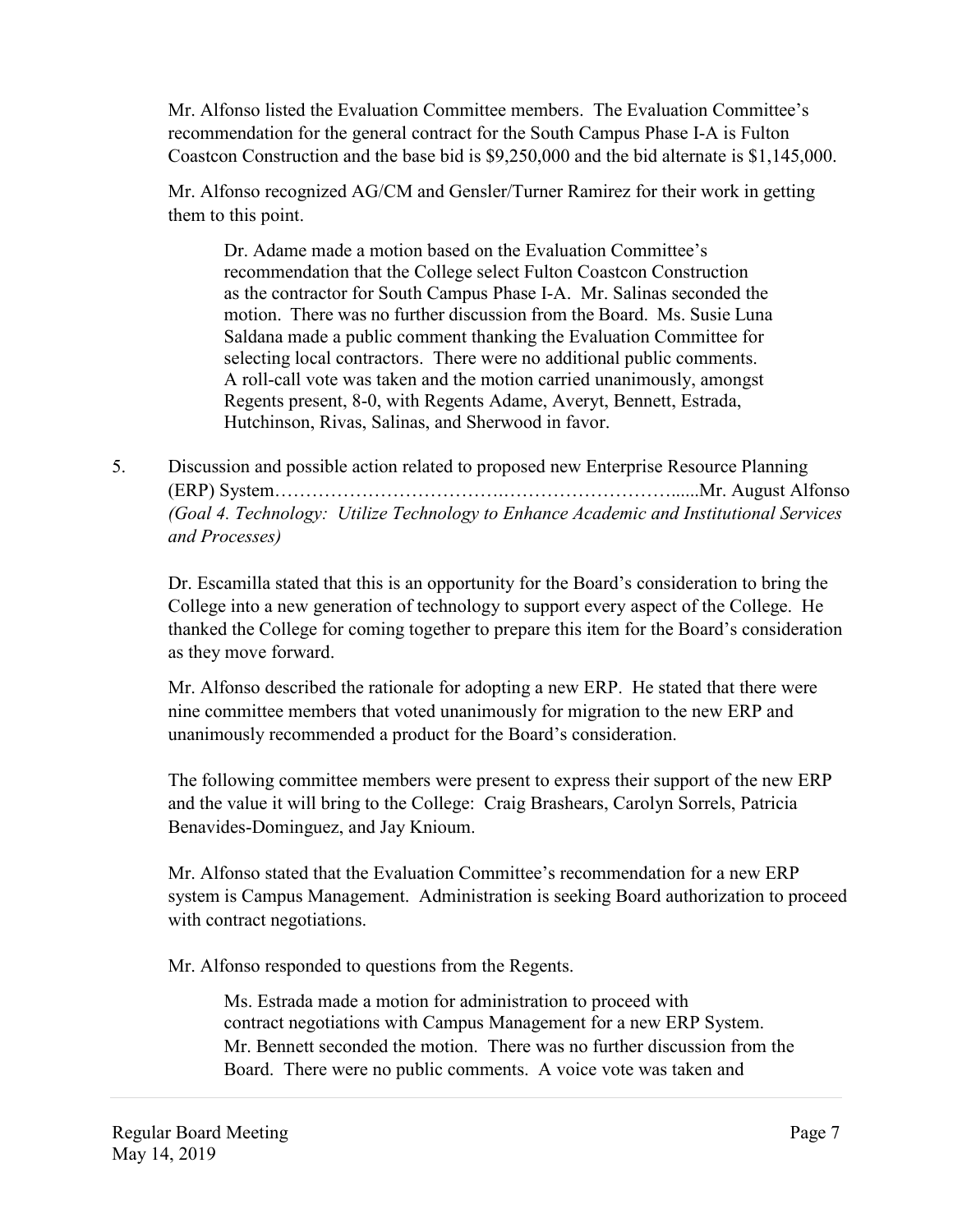Mr. Alfonso listed the Evaluation Committee members. The Evaluation Committee's recommendation for the general contract for the South Campus Phase I-A is Fulton Coastcon Construction and the base bid is $9,250,000 and the bid alternate is $1,145,000.

Mr. Alfonso recognized AG/CM and Gensler/Turner Ramirez for their work in getting them to this point.

> Dr. Adame made a motion based on the Evaluation Committee's recommendation that the College select Fulton Coastcon Construction as the contractor for South Campus Phase I-A. Mr. Salinas seconded the motion. There was no further discussion from the Board. Ms. Susie Luna Saldana made a public comment thanking the Evaluation Committee for selecting local contractors. There were no additional public comments. A roll-call vote was taken and the motion carried unanimously, amongst Regents present, 8-0, with Regents Adame, Averyt, Bennett, Estrada, Hutchinson, Rivas, Salinas, and Sherwood in favor.

5. Discussion and possible action related to proposed new Enterprise Resource Planning (ERP) System……………………………………………………………......Mr. August Alfonso
*(Goal 4. Technology: Utilize Technology to Enhance Academic and Institutional Services and Processes)*

Dr. Escamilla stated that this is an opportunity for the Board's consideration to bring the College into a new generation of technology to support every aspect of the College. He thanked the College for coming together to prepare this item for the Board's consideration as they move forward.

Mr. Alfonso described the rationale for adopting a new ERP. He stated that there were nine committee members that voted unanimously for migration to the new ERP and unanimously recommended a product for the Board's consideration.

The following committee members were present to express their support of the new ERP and the value it will bring to the College: Craig Brashears, Carolyn Sorrels, Patricia Benavides-Dominguez, and Jay Knioum.

Mr. Alfonso stated that the Evaluation Committee's recommendation for a new ERP system is Campus Management. Administration is seeking Board authorization to proceed with contract negotiations.

Mr. Alfonso responded to questions from the Regents.

> Ms. Estrada made a motion for administration to proceed with contract negotiations with Campus Management for a new ERP System. Mr. Bennett seconded the motion. There was no further discussion from the Board. There were no public comments. A voice vote was taken and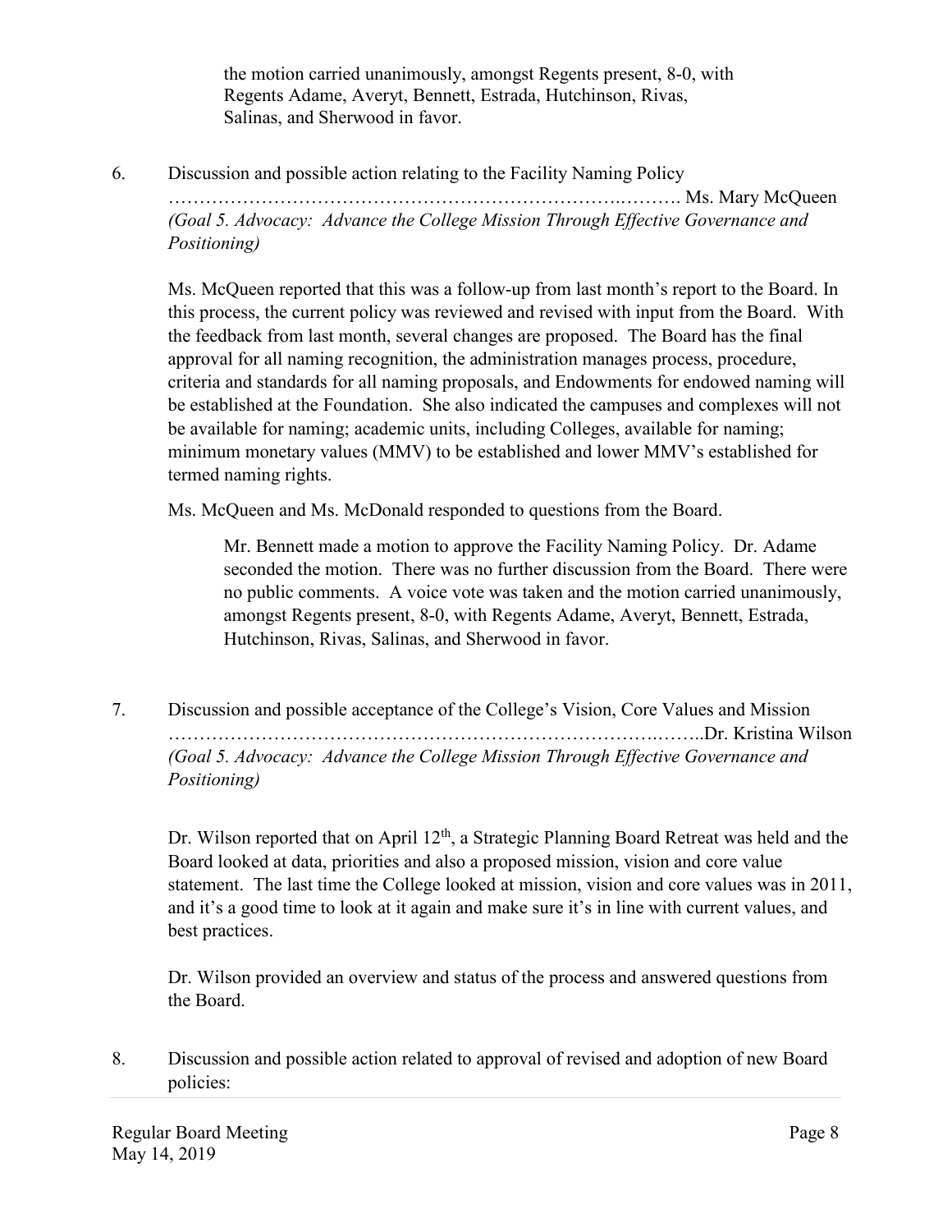the motion carried unanimously, amongst Regents present, 8-0, with Regents Adame, Averyt, Bennett, Estrada, Hutchinson, Rivas, Salinas, and Sherwood in favor.

6. Discussion and possible action relating to the Facility Naming Policy ………………………………………………………………….………. Ms. Mary McQueen
*(Goal 5. Advocacy: Advance the College Mission Through Effective Governance and Positioning)*

Ms. McQueen reported that this was a follow-up from last month's report to the Board. In this process, the current policy was reviewed and revised with input from the Board. With the feedback from last month, several changes are proposed. The Board has the final approval for all naming recognition, the administration manages process, procedure, criteria and standards for all naming proposals, and Endowments for endowed naming will be established at the Foundation. She also indicated the campuses and complexes will not be available for naming; academic units, including Colleges, available for naming; minimum monetary values (MMV) to be established and lower MMV's established for termed naming rights.

Ms. McQueen and Ms. McDonald responded to questions from the Board.

> Mr. Bennett made a motion to approve the Facility Naming Policy. Dr. Adame seconded the motion. There was no further discussion from the Board. There were no public comments. A voice vote was taken and the motion carried unanimously, amongst Regents present, 8-0, with Regents Adame, Averyt, Bennett, Estrada, Hutchinson, Rivas, Salinas, and Sherwood in favor.

7. Discussion and possible acceptance of the College's Vision, Core Values and Mission ……………………………………………………………………..……..Dr. Kristina Wilson
*(Goal 5. Advocacy: Advance the College Mission Through Effective Governance and Positioning)*

Dr. Wilson reported that on April 12th, a Strategic Planning Board Retreat was held and the Board looked at data, priorities and also a proposed mission, vision and core value statement. The last time the College looked at mission, vision and core values was in 2011, and it's a good time to look at it again and make sure it's in line with current values, and best practices.

Dr. Wilson provided an overview and status of the process and answered questions from the Board.

8. Discussion and possible action related to approval of revised and adoption of new Board policies: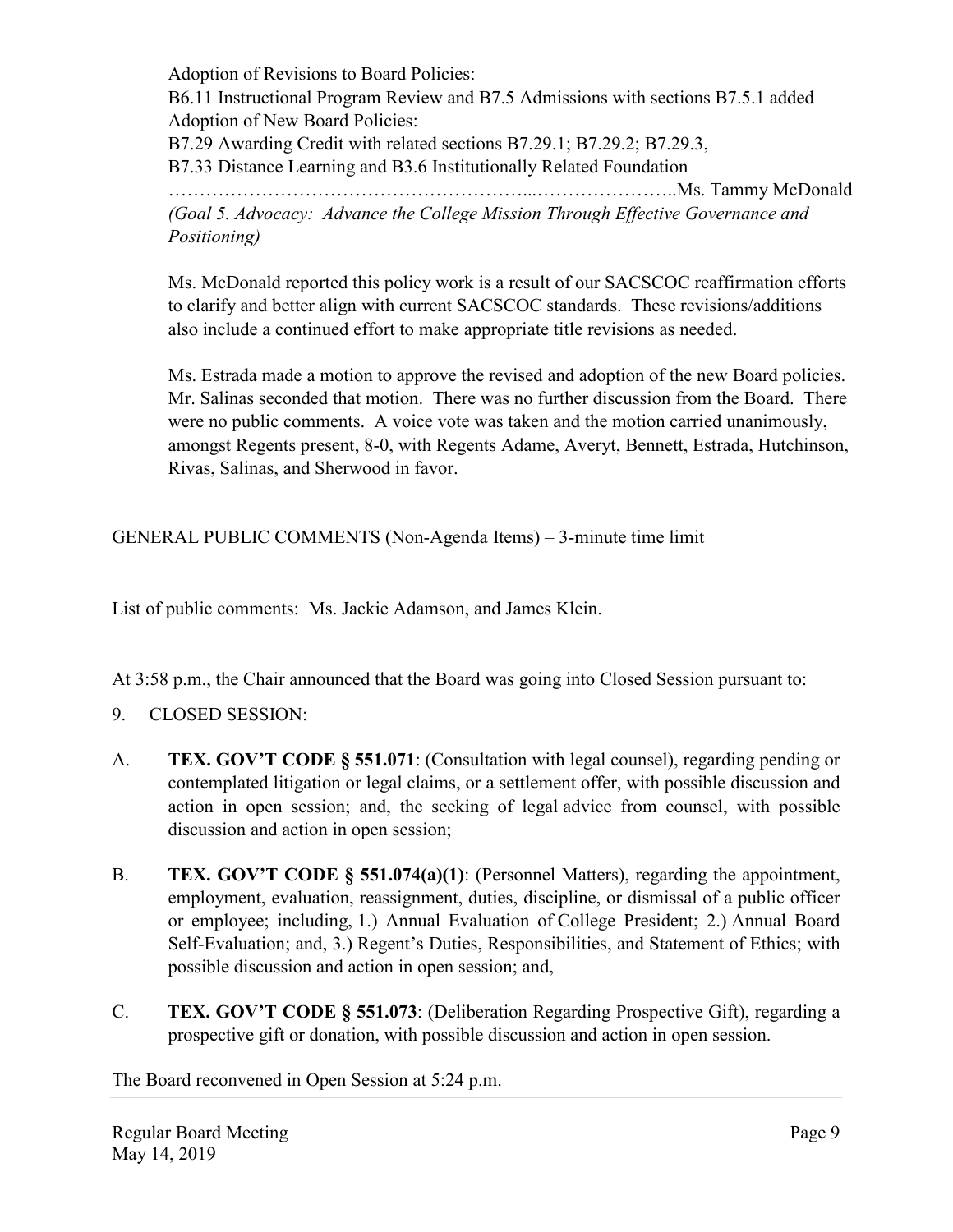Adoption of Revisions to Board Policies:
B6.11 Instructional Program Review and B7.5 Admissions with sections B7.5.1 added
Adoption of New Board Policies:
B7.29 Awarding Credit with related sections B7.29.1; B7.29.2; B7.29.3,
B7.33 Distance Learning and B3.6 Institutionally Related Foundation
………………………………………………...…………………..Ms. Tammy McDonald
*(Goal 5. Advocacy: Advance the College Mission Through Effective Governance and Positioning)*

Ms. McDonald reported this policy work is a result of our SACSCOC reaffirmation efforts to clarify and better align with current SACSCOC standards. These revisions/additions also include a continued effort to make appropriate title revisions as needed.

Ms. Estrada made a motion to approve the revised and adoption of the new Board policies. Mr. Salinas seconded that motion. There was no further discussion from the Board. There were no public comments. A voice vote was taken and the motion carried unanimously, amongst Regents present, 8-0, with Regents Adame, Averyt, Bennett, Estrada, Hutchinson, Rivas, Salinas, and Sherwood in favor.

GENERAL PUBLIC COMMENTS (Non-Agenda Items) – 3-minute time limit

List of public comments: Ms. Jackie Adamson, and James Klein.

At 3:58 p.m., the Chair announced that the Board was going into Closed Session pursuant to:

9. CLOSED SESSION:

A. **TEX. GOV'T CODE § 551.071**: (Consultation with legal counsel), regarding pending or contemplated litigation or legal claims, or a settlement offer, with possible discussion and action in open session; and, the seeking of legal advice from counsel, with possible discussion and action in open session;

B. **TEX. GOV'T CODE § 551.074(a)(1)**: (Personnel Matters), regarding the appointment, employment, evaluation, reassignment, duties, discipline, or dismissal of a public officer or employee; including, 1.) Annual Evaluation of College President; 2.) Annual Board Self-Evaluation; and, 3.) Regent's Duties, Responsibilities, and Statement of Ethics; with possible discussion and action in open session; and,

C. **TEX. GOV'T CODE § 551.073**: (Deliberation Regarding Prospective Gift), regarding a prospective gift or donation, with possible discussion and action in open session.

The Board reconvened in Open Session at 5:24 p.m.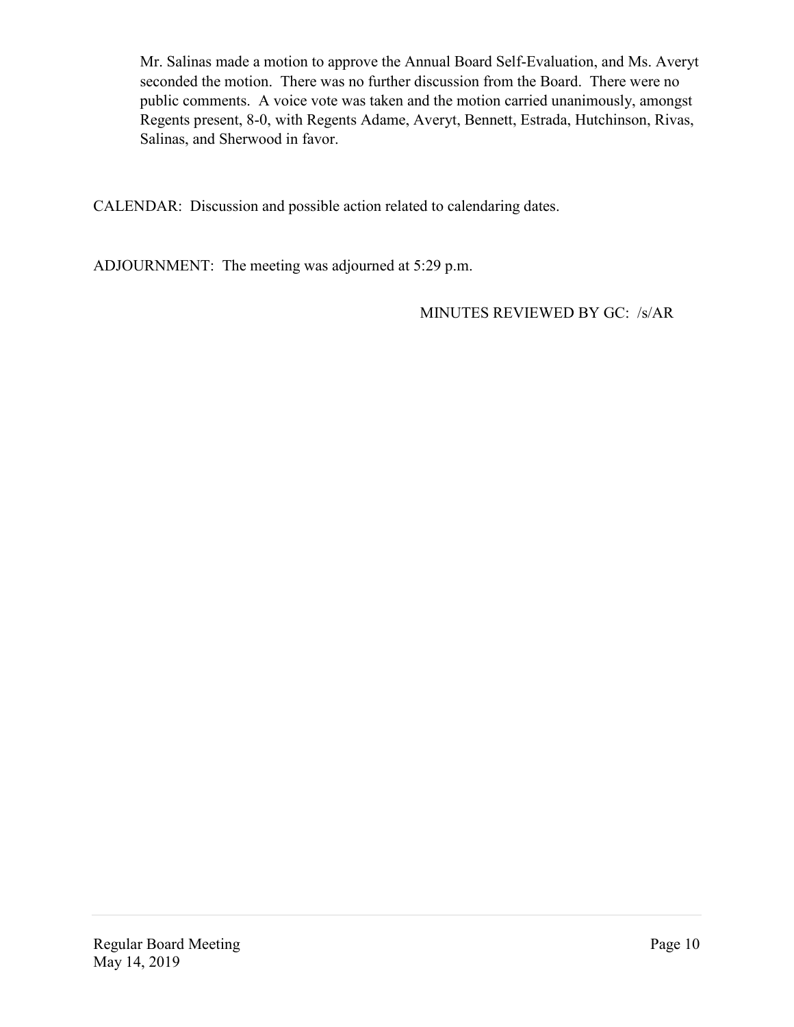Mr. Salinas made a motion to approve the Annual Board Self-Evaluation, and Ms. Averyt seconded the motion. There was no further discussion from the Board. There were no public comments. A voice vote was taken and the motion carried unanimously, amongst Regents present, 8-0, with Regents Adame, Averyt, Bennett, Estrada, Hutchinson, Rivas, Salinas, and Sherwood in favor.

CALENDAR: Discussion and possible action related to calendaring dates.

ADJOURNMENT: The meeting was adjourned at 5:29 p.m.

MINUTES REVIEWED BY GC: /s/AR